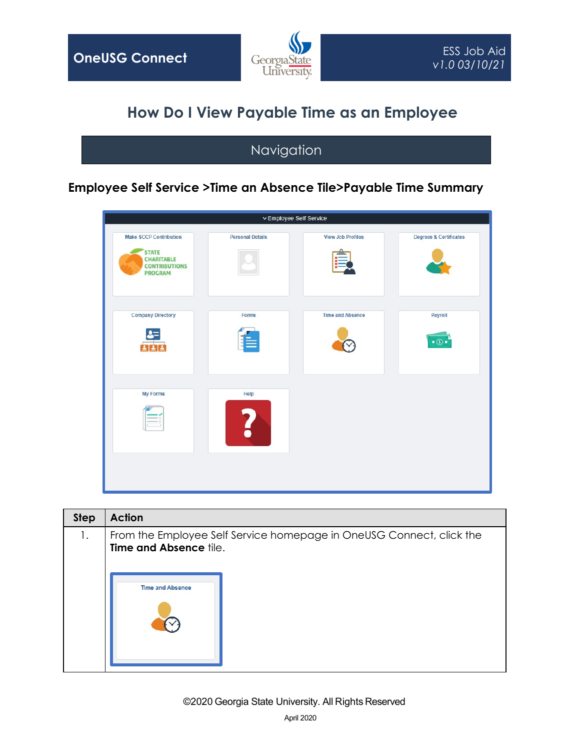OneUSG Connect

ESS Job Aid
v1.0 03/10/21

# How Do I View Payable Time as an Employee

## Navigation

**Employee Self Service >Time an Absence Tile>Payable Time Summary**

| Step | Action |
|---|---|
| 1. | From the Employee Self Service homepage in OneUSG Connect, click the **Time and Absence** tile. |

©2020 Georgia State University. All Rights Reserved

April 2020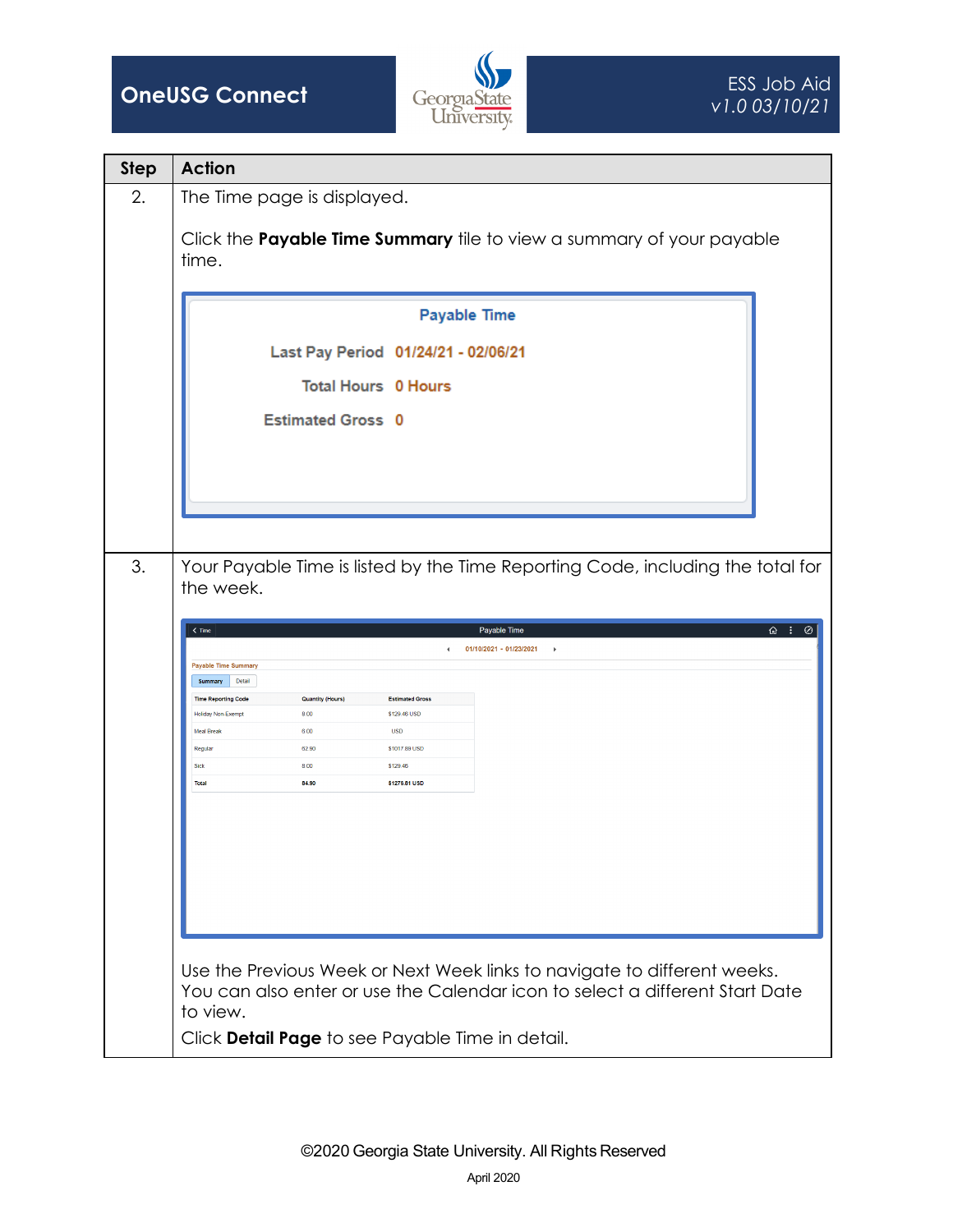| Step | Action |
|---|---|
| 2. | The Time page is displayed.<br><br>Click the **Payable Time Summary** tile to view a summary of your payable time.<br><br>Payable Time<br>Last Pay Period 01/24/21 - 02/06/21<br>Total Hours 0 Hours<br>Estimated Gross 0 |
| 3. | Your Payable Time is listed by the Time Reporting Code, including the total for the week.<br><br>Use the Previous Week or Next Week links to navigate to different weeks. You can also enter or use the Calendar icon to select a different Start Date to view.<br>Click **Detail Page** to see Payable Time in detail. |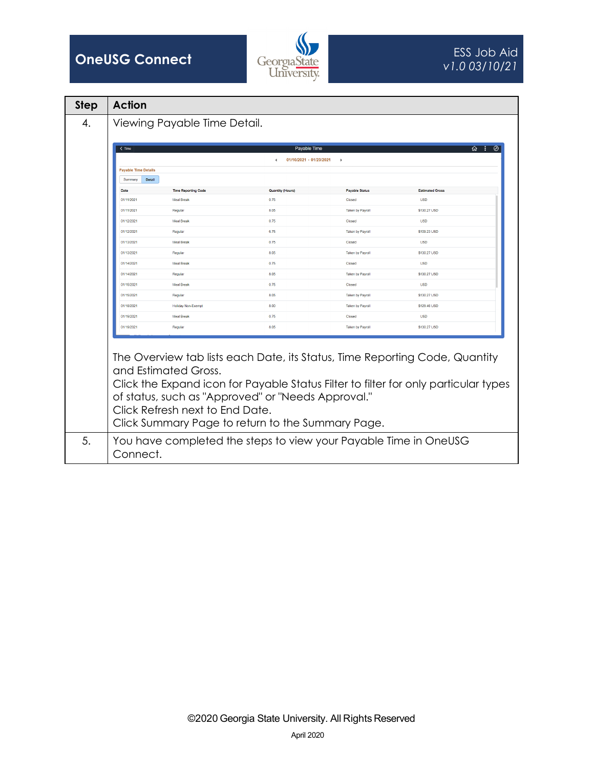| Step | Action |
| --- | --- |
| 4. | Viewing Payable Time Detail.<br><br>The Overview tab lists each Date, its Status, Time Reporting Code, Quantity and Estimated Gross.<br>Click the Expand icon for Payable Status Filter to filter for only particular types of status, such as "Approved" or "Needs Approval."<br>Click Refresh next to End Date.<br>Click Summary Page to return to the Summary Page. |
| 5. | You have completed the steps to view your Payable Time in OneUSG Connect. |